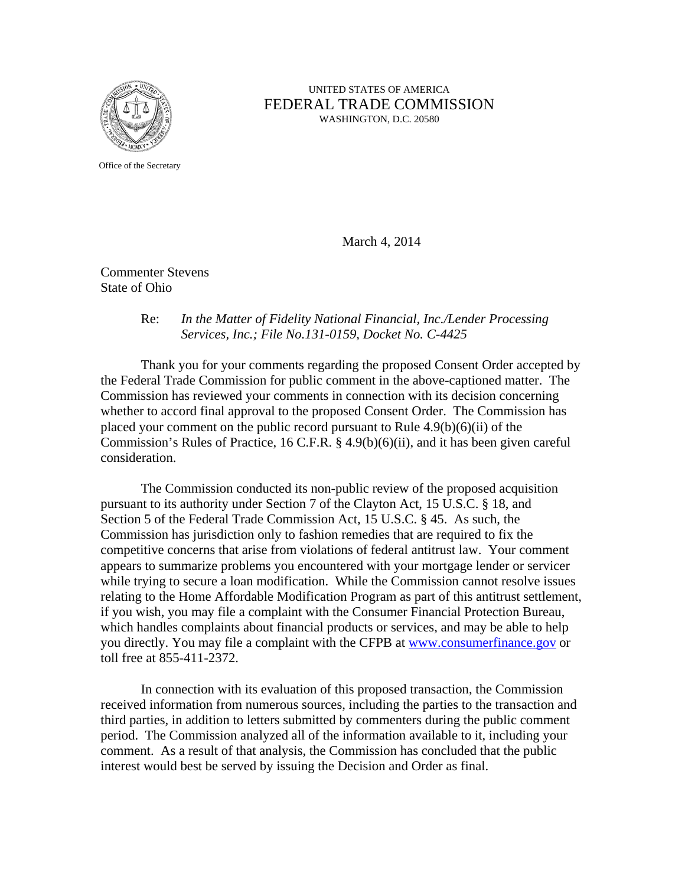UNITED STATES OF AMERICA

FEDERAL TRADE COMMISSION

WASHINGTON, D.C. 20580

Office of the Secretary

March 4, 2014

Commenter Stevens
State of Ohio

Re: *In the Matter of Fidelity National Financial, Inc./Lender Processing Services, Inc.; File No.131-0159, Docket No. C-4425*

Thank you for your comments regarding the proposed Consent Order accepted by the Federal Trade Commission for public comment in the above-captioned matter. The Commission has reviewed your comments in connection with its decision concerning whether to accord final approval to the proposed Consent Order. The Commission has placed your comment on the public record pursuant to Rule 4.9(b)(6)(ii) of the Commission's Rules of Practice, 16 C.F.R. § 4.9(b)(6)(ii), and it has been given careful consideration.

The Commission conducted its non-public review of the proposed acquisition pursuant to its authority under Section 7 of the Clayton Act, 15 U.S.C. § 18, and Section 5 of the Federal Trade Commission Act, 15 U.S.C. § 45. As such, the Commission has jurisdiction only to fashion remedies that are required to fix the competitive concerns that arise from violations of federal antitrust law. Your comment appears to summarize problems you encountered with your mortgage lender or servicer while trying to secure a loan modification. While the Commission cannot resolve issues relating to the Home Affordable Modification Program as part of this antitrust settlement, if you wish, you may file a complaint with the Consumer Financial Protection Bureau, which handles complaints about financial products or services, and may be able to help you directly. You may file a complaint with the CFPB at www.consumerfinance.gov or toll free at 855-411-2372.

In connection with its evaluation of this proposed transaction, the Commission received information from numerous sources, including the parties to the transaction and third parties, in addition to letters submitted by commenters during the public comment period. The Commission analyzed all of the information available to it, including your comment. As a result of that analysis, the Commission has concluded that the public interest would best be served by issuing the Decision and Order as final.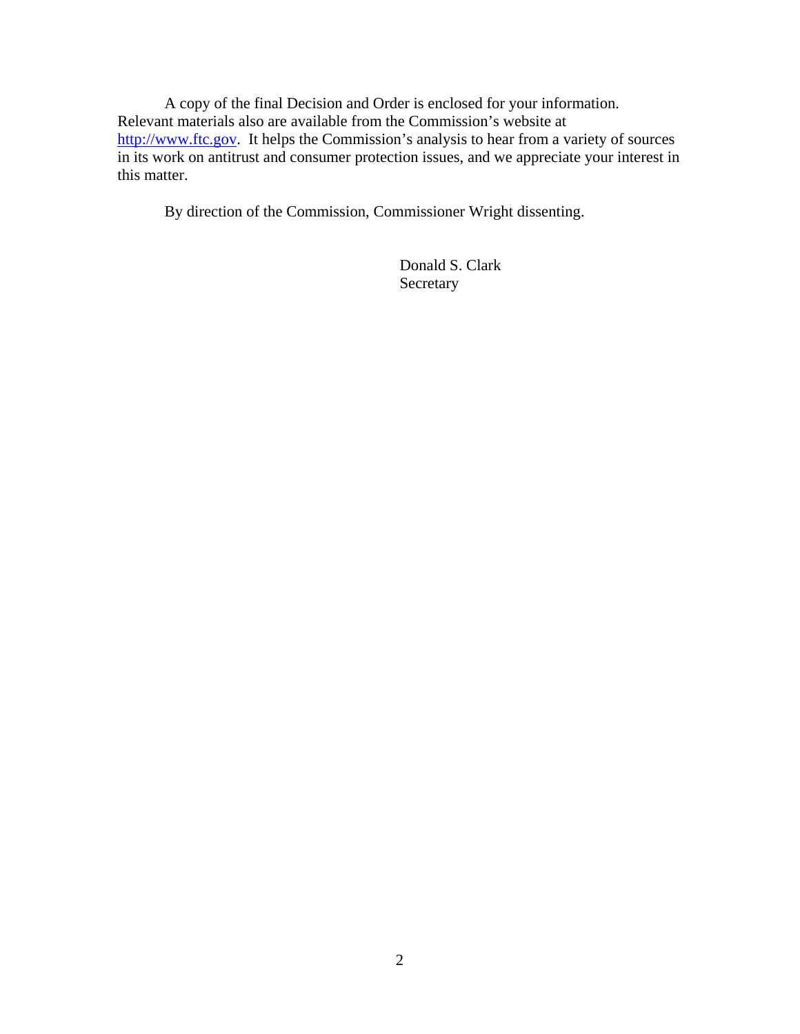A copy of the final Decision and Order is enclosed for your information. Relevant materials also are available from the Commission's website at http://www.ftc.gov. It helps the Commission's analysis to hear from a variety of sources in its work on antitrust and consumer protection issues, and we appreciate your interest in this matter.

By direction of the Commission, Commissioner Wright dissenting.

Donald S. Clark
Secretary